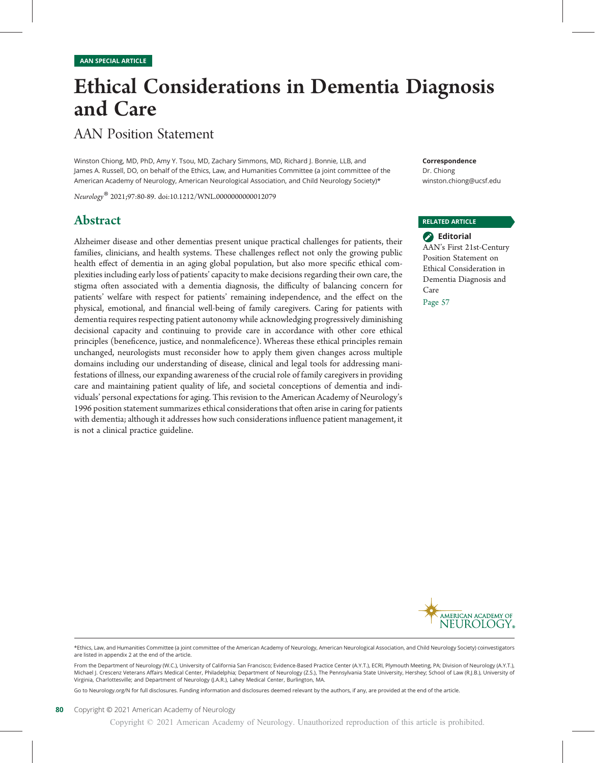AAN SPECIAL ARTICLE

# Ethical Considerations in Dementia Diagnosis and Care

## AAN Position Statement

Winston Chiong, MD, PhD, Amy Y. Tsou, MD, Zachary Simmons, MD, Richard J. Bonnie, LLB, and James A. Russell, DO, on behalf of the Ethics, Law, and Humanities Committee (a joint committee of the American Academy of Neurology, American Neurological Association, and Child Neurology Society)*

*Neurology*® 2021;97:80-89. doi:10.1212/WNL.0000000000012079

**Correspondence**
Dr. Chiong
winston.chiong@ucsf.edu

**RELATED ARTICLE**

**Editorial**
AAN's First 21st-Century Position Statement on Ethical Consideration in Dementia Diagnosis and Care

Page 57

## Abstract

Alzheimer disease and other dementias present unique practical challenges for patients, their families, clinicians, and health systems. These challenges reflect not only the growing public health effect of dementia in an aging global population, but also more specific ethical complexities including early loss of patients' capacity to make decisions regarding their own care, the stigma often associated with a dementia diagnosis, the difficulty of balancing concern for patients' welfare with respect for patients' remaining independence, and the effect on the physical, emotional, and financial well-being of family caregivers. Caring for patients with dementia requires respecting patient autonomy while acknowledging progressively diminishing decisional capacity and continuing to provide care in accordance with other core ethical principles (beneficence, justice, and nonmaleficence). Whereas these ethical principles remain unchanged, neurologists must reconsider how to apply them given changes across multiple domains including our understanding of disease, clinical and legal tools for addressing manifestations of illness, our expanding awareness of the crucial role of family caregivers in providing care and maintaining patient quality of life, and societal conceptions of dementia and individuals' personal expectations for aging. This revision to the American Academy of Neurology's 1996 position statement summarizes ethical considerations that often arise in caring for patients with dementia; although it addresses how such considerations influence patient management, it is not a clinical practice guideline.

*Ethics, Law, and Humanities Committee (a joint committee of the American Academy of Neurology, American Neurological Association, and Child Neurology Society) coinvestigators are listed in appendix 2 at the end of the article.

From the Department of Neurology (W.C.), University of California San Francisco; Evidence-Based Practice Center (A.Y.T.), ECRI, Plymouth Meeting, PA; Division of Neurology (A.Y.T.), Michael J. Crescenz Veterans Affairs Medical Center, Philadelphia; Department of Neurology (Z.S.), The Pennsylvania State University, Hershey; School of Law (R.J.B.), University of Virginia, Charlottesville; and Department of Neurology (J.A.R.), Lahey Medical Center, Burlington, MA.

Go to Neurology.org/N for full disclosures. Funding information and disclosures deemed relevant by the authors, if any, are provided at the end of the article.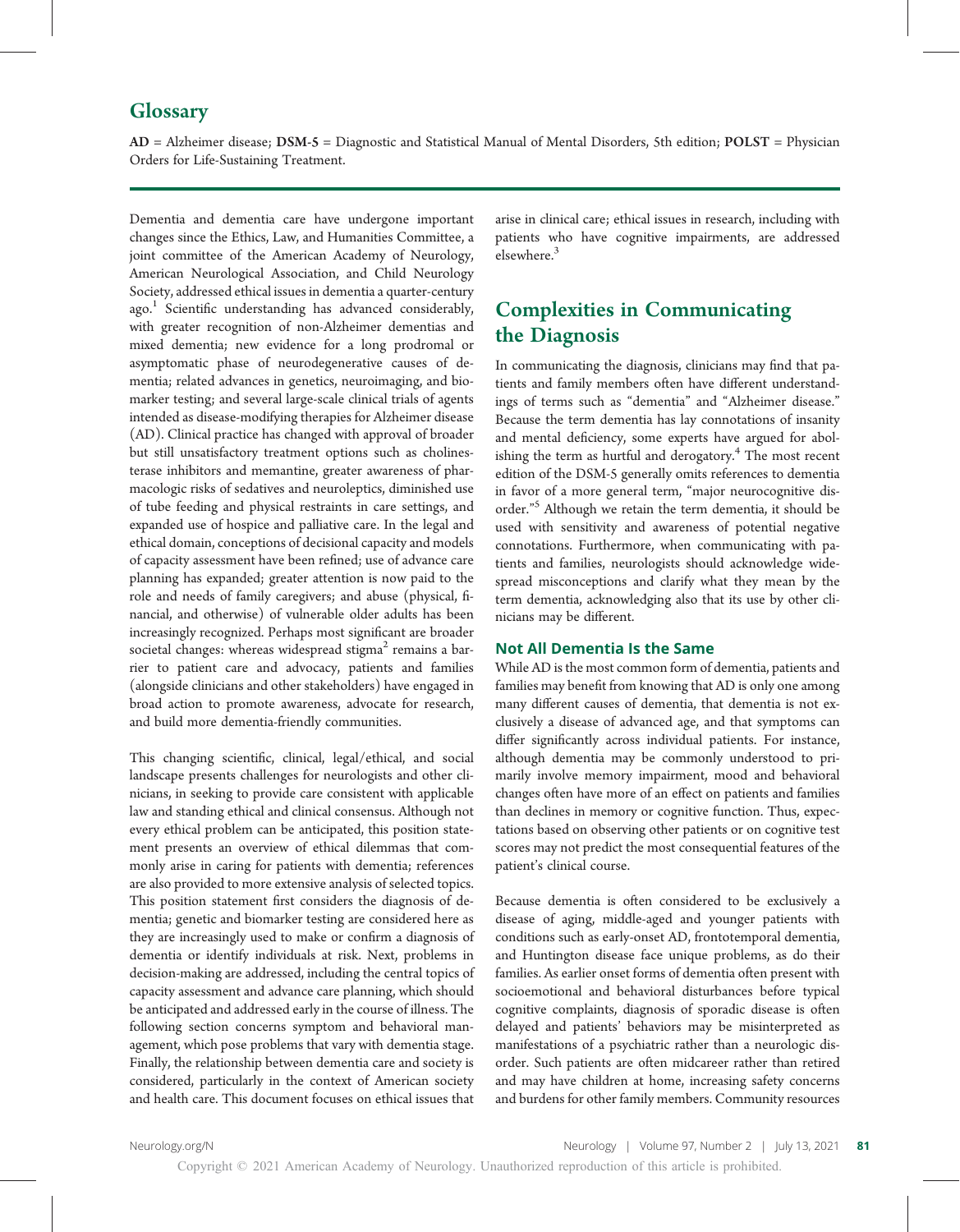## Glossary

**AD** = Alzheimer disease; **DSM-5** = Diagnostic and Statistical Manual of Mental Disorders, 5th edition; **POLST** = Physician Orders for Life-Sustaining Treatment.

---

Dementia and dementia care have undergone important changes since the Ethics, Law, and Humanities Committee, a joint committee of the American Academy of Neurology, American Neurological Association, and Child Neurology Society, addressed ethical issues in dementia a quarter-century ago.[1] Scientific understanding has advanced considerably, with greater recognition of non-Alzheimer dementias and mixed dementia; new evidence for a long prodromal or asymptomatic phase of neurodegenerative causes of dementia; related advances in genetics, neuroimaging, and biomarker testing; and several large-scale clinical trials of agents intended as disease-modifying therapies for Alzheimer disease (AD). Clinical practice has changed with approval of broader but still unsatisfactory treatment options such as cholinesterase inhibitors and memantine, greater awareness of pharmacologic risks of sedatives and neuroleptics, diminished use of tube feeding and physical restraints in care settings, and expanded use of hospice and palliative care. In the legal and ethical domain, conceptions of decisional capacity and models of capacity assessment have been refined; use of advance care planning has expanded; greater attention is now paid to the role and needs of family caregivers; and abuse (physical, financial, and otherwise) of vulnerable older adults has been increasingly recognized. Perhaps most significant are broader societal changes: whereas widespread stigma[2] remains a barrier to patient care and advocacy, patients and families (alongside clinicians and other stakeholders) have engaged in broad action to promote awareness, advocate for research, and build more dementia-friendly communities.

This changing scientific, clinical, legal/ethical, and social landscape presents challenges for neurologists and other clinicians, in seeking to provide care consistent with applicable law and standing ethical and clinical consensus. Although not every ethical problem can be anticipated, this position statement presents an overview of ethical dilemmas that commonly arise in caring for patients with dementia; references are also provided to more extensive analysis of selected topics. This position statement first considers the diagnosis of dementia; genetic and biomarker testing are considered here as they are increasingly used to make or confirm a diagnosis of dementia or identify individuals at risk. Next, problems in decision-making are addressed, including the central topics of capacity assessment and advance care planning, which should be anticipated and addressed early in the course of illness. The following section concerns symptom and behavioral management, which pose problems that vary with dementia stage. Finally, the relationship between dementia care and society is considered, particularly in the context of American society and health care. This document focuses on ethical issues that arise in clinical care; ethical issues in research, including with patients who have cognitive impairments, are addressed elsewhere.[3]

## Complexities in Communicating the Diagnosis

In communicating the diagnosis, clinicians may find that patients and family members often have different understandings of terms such as "dementia" and "Alzheimer disease." Because the term dementia has lay connotations of insanity and mental deficiency, some experts have argued for abolishing the term as hurtful and derogatory.[4] The most recent edition of the DSM-5 generally omits references to dementia in favor of a more general term, "major neurocognitive disorder."[5] Although we retain the term dementia, it should be used with sensitivity and awareness of potential negative connotations. Furthermore, when communicating with patients and families, neurologists should acknowledge widespread misconceptions and clarify what they mean by the term dementia, acknowledging also that its use by other clinicians may be different.

### Not All Dementia Is the Same

While AD is the most common form of dementia, patients and families may benefit from knowing that AD is only one among many different causes of dementia, that dementia is not exclusively a disease of advanced age, and that symptoms can differ significantly across individual patients. For instance, although dementia may be commonly understood to primarily involve memory impairment, mood and behavioral changes often have more of an effect on patients and families than declines in memory or cognitive function. Thus, expectations based on observing other patients or on cognitive test scores may not predict the most consequential features of the patient's clinical course.

Because dementia is often considered to be exclusively a disease of aging, middle-aged and younger patients with conditions such as early-onset AD, frontotemporal dementia, and Huntington disease face unique problems, as do their families. As earlier onset forms of dementia often present with socioemotional and behavioral disturbances before typical cognitive complaints, diagnosis of sporadic disease is often delayed and patients' behaviors may be misinterpreted as manifestations of a psychiatric rather than a neurologic disorder. Such patients are often midcareer rather than retired and may have children at home, increasing safety concerns and burdens for other family members. Community resources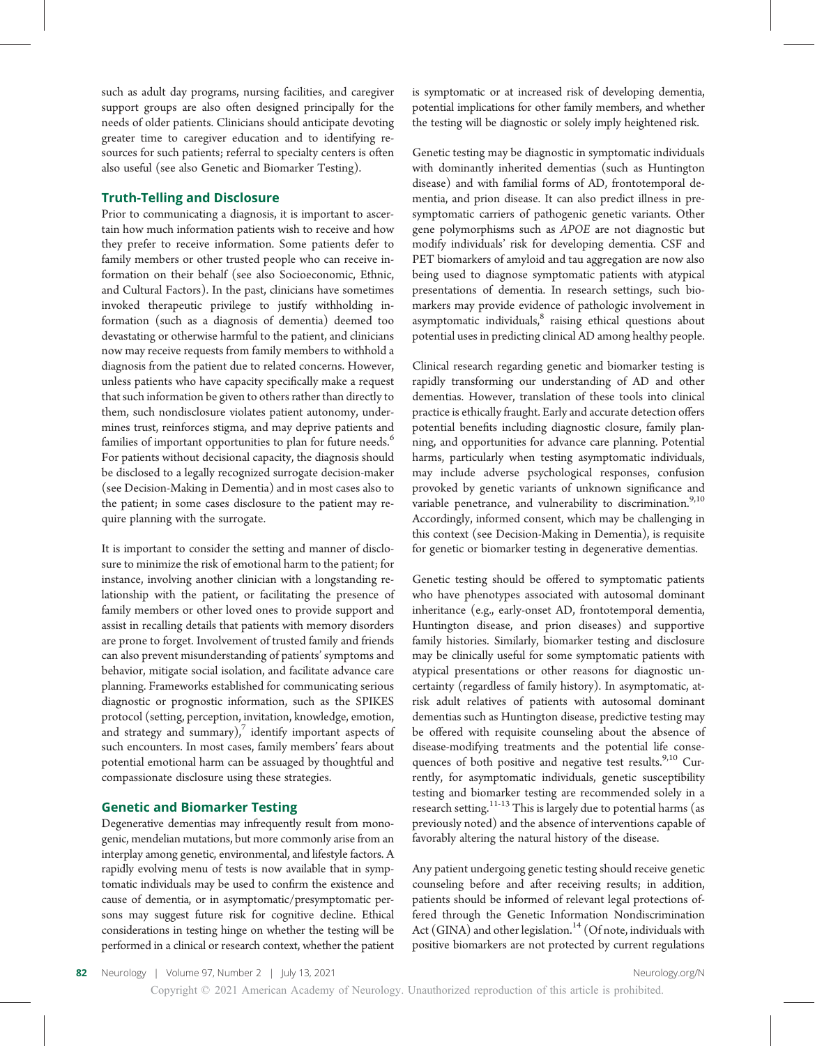such as adult day programs, nursing facilities, and caregiver support groups are also often designed principally for the needs of older patients. Clinicians should anticipate devoting greater time to caregiver education and to identifying resources for such patients; referral to specialty centers is often also useful (see also Genetic and Biomarker Testing).

## Truth-Telling and Disclosure

Prior to communicating a diagnosis, it is important to ascertain how much information patients wish to receive and how they prefer to receive information. Some patients defer to family members or other trusted people who can receive information on their behalf (see also Socioeconomic, Ethnic, and Cultural Factors). In the past, clinicians have sometimes invoked therapeutic privilege to justify withholding information (such as a diagnosis of dementia) deemed too devastating or otherwise harmful to the patient, and clinicians now may receive requests from family members to withhold a diagnosis from the patient due to related concerns. However, unless patients who have capacity specifically make a request that such information be given to others rather than directly to them, such nondisclosure violates patient autonomy, undermines trust, reinforces stigma, and may deprive patients and families of important opportunities to plan for future needs.[6] For patients without decisional capacity, the diagnosis should be disclosed to a legally recognized surrogate decision-maker (see Decision-Making in Dementia) and in most cases also to the patient; in some cases disclosure to the patient may require planning with the surrogate.

It is important to consider the setting and manner of disclosure to minimize the risk of emotional harm to the patient; for instance, involving another clinician with a longstanding relationship with the patient, or facilitating the presence of family members or other loved ones to provide support and assist in recalling details that patients with memory disorders are prone to forget. Involvement of trusted family and friends can also prevent misunderstanding of patients' symptoms and behavior, mitigate social isolation, and facilitate advance care planning. Frameworks established for communicating serious diagnostic or prognostic information, such as the SPIKES protocol (setting, perception, invitation, knowledge, emotion, and strategy and summary),[7] identify important aspects of such encounters. In most cases, family members' fears about potential emotional harm can be assuaged by thoughtful and compassionate disclosure using these strategies.

## Genetic and Biomarker Testing

Degenerative dementias may infrequently result from monogenic, mendelian mutations, but more commonly arise from an interplay among genetic, environmental, and lifestyle factors. A rapidly evolving menu of tests is now available that in symptomatic individuals may be used to confirm the existence and cause of dementia, or in asymptomatic/presymptomatic persons may suggest future risk for cognitive decline. Ethical considerations in testing hinge on whether the testing will be performed in a clinical or research context, whether the patient is symptomatic or at increased risk of developing dementia, potential implications for other family members, and whether the testing will be diagnostic or solely imply heightened risk.

Genetic testing may be diagnostic in symptomatic individuals with dominantly inherited dementias (such as Huntington disease) and with familial forms of AD, frontotemporal dementia, and prion disease. It can also predict illness in presymptomatic carriers of pathogenic genetic variants. Other gene polymorphisms such as *APOE* are not diagnostic but modify individuals' risk for developing dementia. CSF and PET biomarkers of amyloid and tau aggregation are now also being used to diagnose symptomatic patients with atypical presentations of dementia. In research settings, such biomarkers may provide evidence of pathologic involvement in asymptomatic individuals,[8] raising ethical questions about potential uses in predicting clinical AD among healthy people.

Clinical research regarding genetic and biomarker testing is rapidly transforming our understanding of AD and other dementias. However, translation of these tools into clinical practice is ethically fraught. Early and accurate detection offers potential benefits including diagnostic closure, family planning, and opportunities for advance care planning. Potential harms, particularly when testing asymptomatic individuals, may include adverse psychological responses, confusion provoked by genetic variants of unknown significance and variable penetrance, and vulnerability to discrimination.[9,10] Accordingly, informed consent, which may be challenging in this context (see Decision-Making in Dementia), is requisite for genetic or biomarker testing in degenerative dementias.

Genetic testing should be offered to symptomatic patients who have phenotypes associated with autosomal dominant inheritance (e.g., early-onset AD, frontotemporal dementia, Huntington disease, and prion diseases) and supportive family histories. Similarly, biomarker testing and disclosure may be clinically useful for some symptomatic patients with atypical presentations or other reasons for diagnostic uncertainty (regardless of family history). In asymptomatic, at-risk adult relatives of patients with autosomal dominant dementias such as Huntington disease, predictive testing may be offered with requisite counseling about the absence of disease-modifying treatments and the potential life consequences of both positive and negative test results.[9,10] Currently, for asymptomatic individuals, genetic susceptibility testing and biomarker testing are recommended solely in a research setting.[11-13] This is largely due to potential harms (as previously noted) and the absence of interventions capable of favorably altering the natural history of the disease.

Any patient undergoing genetic testing should receive genetic counseling before and after receiving results; in addition, patients should be informed of relevant legal protections offered through the Genetic Information Nondiscrimination Act (GINA) and other legislation.[14] (Of note, individuals with positive biomarkers are not protected by current regulations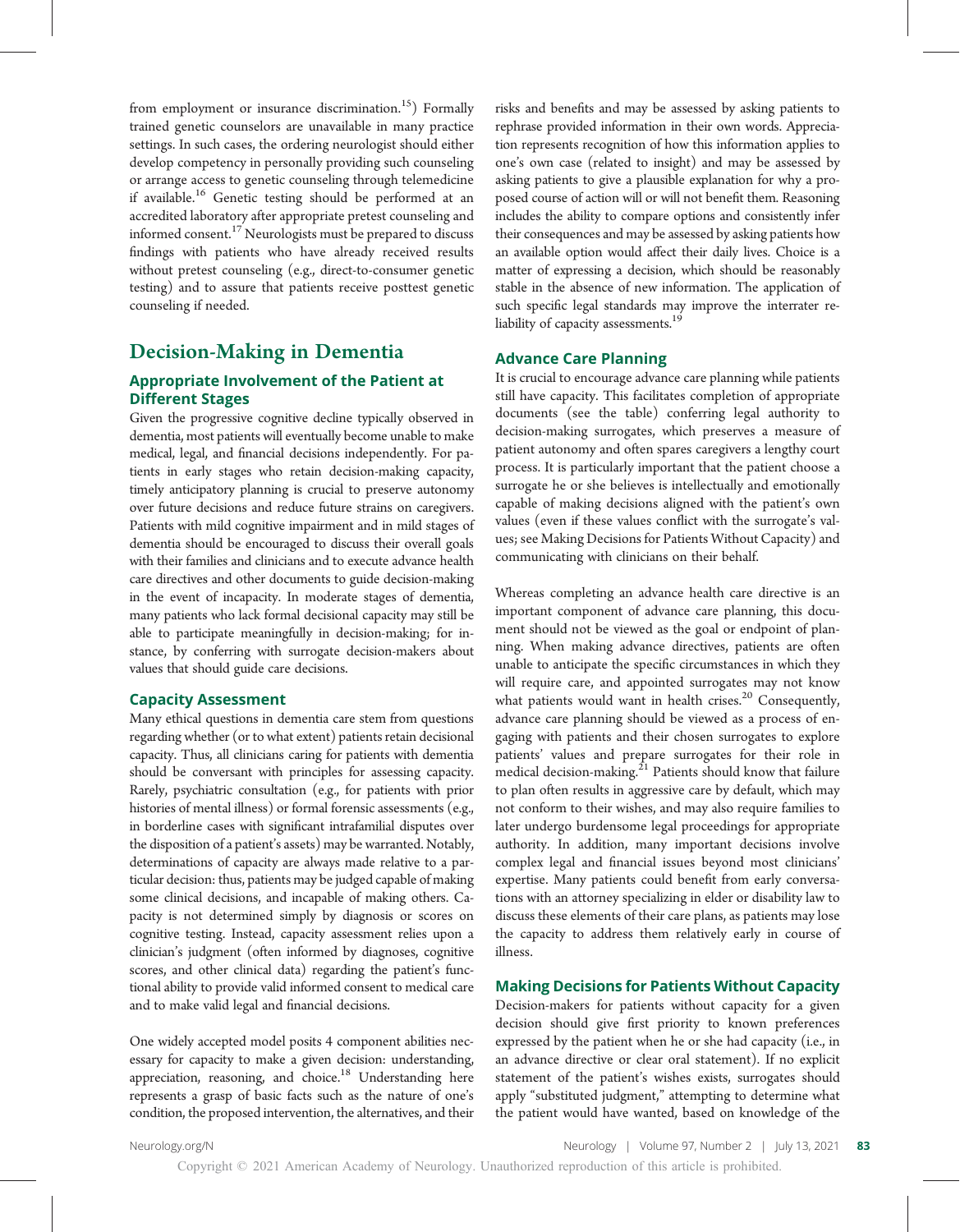from employment or insurance discrimination.[15]) Formally trained genetic counselors are unavailable in many practice settings. In such cases, the ordering neurologist should either develop competency in personally providing such counseling or arrange access to genetic counseling through telemedicine if available.[16] Genetic testing should be performed at an accredited laboratory after appropriate pretest counseling and informed consent.[17] Neurologists must be prepared to discuss findings with patients who have already received results without pretest counseling (e.g., direct-to-consumer genetic testing) and to assure that patients receive posttest genetic counseling if needed.

# Decision-Making in Dementia

## Appropriate Involvement of the Patient at Different Stages

Given the progressive cognitive decline typically observed in dementia, most patients will eventually become unable to make medical, legal, and financial decisions independently. For patients in early stages who retain decision-making capacity, timely anticipatory planning is crucial to preserve autonomy over future decisions and reduce future strains on caregivers. Patients with mild cognitive impairment and in mild stages of dementia should be encouraged to discuss their overall goals with their families and clinicians and to execute advance health care directives and other documents to guide decision-making in the event of incapacity. In moderate stages of dementia, many patients who lack formal decisional capacity may still be able to participate meaningfully in decision-making; for instance, by conferring with surrogate decision-makers about values that should guide care decisions.

## Capacity Assessment

Many ethical questions in dementia care stem from questions regarding whether (or to what extent) patients retain decisional capacity. Thus, all clinicians caring for patients with dementia should be conversant with principles for assessing capacity. Rarely, psychiatric consultation (e.g., for patients with prior histories of mental illness) or formal forensic assessments (e.g., in borderline cases with significant intrafamilial disputes over the disposition of a patient's assets) may be warranted. Notably, determinations of capacity are always made relative to a particular decision: thus, patients may be judged capable of making some clinical decisions, and incapable of making others. Capacity is not determined simply by diagnosis or scores on cognitive testing. Instead, capacity assessment relies upon a clinician's judgment (often informed by diagnoses, cognitive scores, and other clinical data) regarding the patient's functional ability to provide valid informed consent to medical care and to make valid legal and financial decisions.

One widely accepted model posits 4 component abilities necessary for capacity to make a given decision: understanding, appreciation, reasoning, and choice.[18] Understanding here represents a grasp of basic facts such as the nature of one's condition, the proposed intervention, the alternatives, and their risks and benefits and may be assessed by asking patients to rephrase provided information in their own words. Appreciation represents recognition of how this information applies to one's own case (related to insight) and may be assessed by asking patients to give a plausible explanation for why a proposed course of action will or will not benefit them. Reasoning includes the ability to compare options and consistently infer their consequences and may be assessed by asking patients how an available option would affect their daily lives. Choice is a matter of expressing a decision, which should be reasonably stable in the absence of new information. The application of such specific legal standards may improve the interrater reliability of capacity assessments.[19]

## Advance Care Planning

It is crucial to encourage advance care planning while patients still have capacity. This facilitates completion of appropriate documents (see the table) conferring legal authority to decision-making surrogates, which preserves a measure of patient autonomy and often spares caregivers a lengthy court process. It is particularly important that the patient choose a surrogate he or she believes is intellectually and emotionally capable of making decisions aligned with the patient's own values (even if these values conflict with the surrogate's values; see Making Decisions for Patients Without Capacity) and communicating with clinicians on their behalf.

Whereas completing an advance health care directive is an important component of advance care planning, this document should not be viewed as the goal or endpoint of planning. When making advance directives, patients are often unable to anticipate the specific circumstances in which they will require care, and appointed surrogates may not know what patients would want in health crises.[20] Consequently, advance care planning should be viewed as a process of engaging with patients and their chosen surrogates to explore patients' values and prepare surrogates for their role in medical decision-making.[21] Patients should know that failure to plan often results in aggressive care by default, which may not conform to their wishes, and may also require families to later undergo burdensome legal proceedings for appropriate authority. In addition, many important decisions involve complex legal and financial issues beyond most clinicians' expertise. Many patients could benefit from early conversations with an attorney specializing in elder or disability law to discuss these elements of their care plans, as patients may lose the capacity to address them relatively early in course of illness.

## Making Decisions for Patients Without Capacity

Decision-makers for patients without capacity for a given decision should give first priority to known preferences expressed by the patient when he or she had capacity (i.e., in an advance directive or clear oral statement). If no explicit statement of the patient's wishes exists, surrogates should apply "substituted judgment," attempting to determine what the patient would have wanted, based on knowledge of the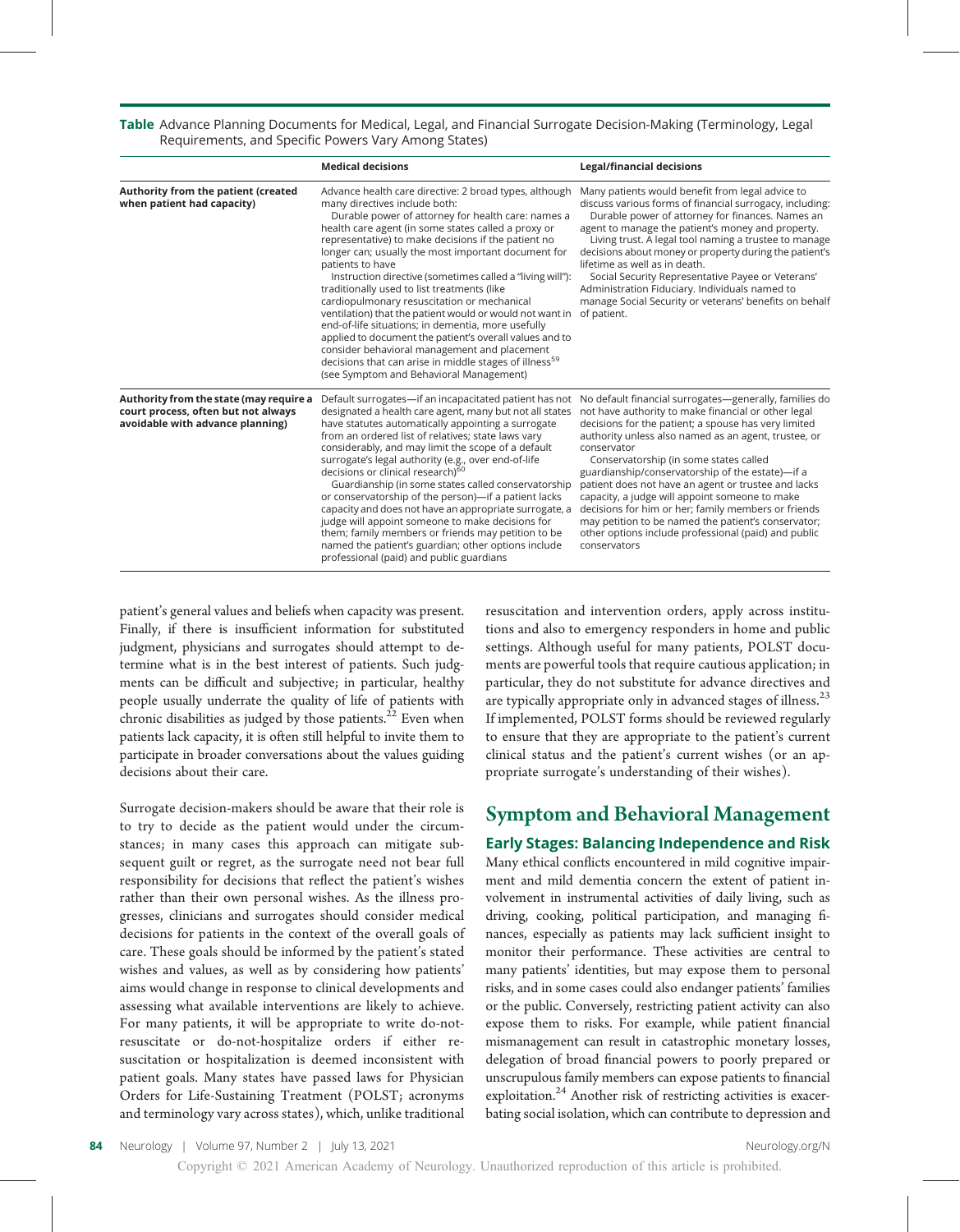**Table** Advance Planning Documents for Medical, Legal, and Financial Surrogate Decision-Making (Terminology, Legal Requirements, and Specific Powers Vary Among States)

| | Medical decisions | Legal/financial decisions |
|---|---|---|
| **Authority from the patient (created when patient had capacity)** | Advance health care directive: 2 broad types, although many directives include both: Durable power of attorney for health care: names a health care agent (in some states called a proxy or representative) to make decisions if the patient no longer can; usually the most important document for patients to have. Instruction directive (sometimes called a "living will"): traditionally used to list treatments (like cardiopulmonary resuscitation or mechanical ventilation) that the patient would or would not want in end-of-life situations; in dementia, more usefully applied to document the patient's overall values and to consider behavioral management and placement decisions that can arise in middle stages of illness[59] (see Symptom and Behavioral Management) | Many patients would benefit from legal advice to discuss various forms of financial surrogacy, including: Durable power of attorney for finances. Names an agent to manage the patient's money and property. Living trust. A legal tool naming a trustee to manage decisions about money or property during the patient's lifetime as well as in death. Social Security Representative Payee or Veterans' Administration Fiduciary. Individuals named to manage Social Security or veterans' benefits on behalf of patient. |
| **Authority from the state (may require a court process, often but not always avoidable with advance planning)** | Default surrogates—if an incapacitated patient has not designated a health care agent, many but not all states have statutes automatically appointing a surrogate from an ordered list of relatives; state laws vary considerably, and may limit the scope of a default surrogate's legal authority (e.g., over end-of-life decisions or clinical research)[60] Guardianship (in some states called conservatorship or conservatorship of the person)—if a patient lacks capacity and does not have an appropriate surrogate, a judge will appoint someone to make decisions for them; family members or friends may petition to be named the patient's guardian; other options include professional (paid) and public guardians | No default financial surrogates—generally, families do not have authority to make financial or other legal decisions for the patient; a spouse has very limited authority unless also named as an agent, trustee, or conservator. Conservatorship (in some states called guardianship/conservatorship of the estate)—if a patient does not have an agent or trustee and lacks capacity, a judge will appoint someone to make decisions for him or her; family members or friends may petition to be named the patient's conservator; other options include professional (paid) and public conservators |

patient's general values and beliefs when capacity was present. Finally, if there is insufficient information for substituted judgment, physicians and surrogates should attempt to determine what is in the best interest of patients. Such judgments can be difficult and subjective; in particular, healthy people usually underrate the quality of life of patients with chronic disabilities as judged by those patients.[22] Even when patients lack capacity, it is often still helpful to invite them to participate in broader conversations about the values guiding decisions about their care.

Surrogate decision-makers should be aware that their role is to try to decide as the patient would under the circumstances; in many cases this approach can mitigate subsequent guilt or regret, as the surrogate need not bear full responsibility for decisions that reflect the patient's wishes rather than their own personal wishes. As the illness progresses, clinicians and surrogates should consider medical decisions for patients in the context of the overall goals of care. These goals should be informed by the patient's stated wishes and values, as well as by considering how patients' aims would change in response to clinical developments and assessing what available interventions are likely to achieve. For many patients, it will be appropriate to write do-not-resuscitate or do-not-hospitalize orders if either resuscitation or hospitalization is deemed inconsistent with patient goals. Many states have passed laws for Physician Orders for Life-Sustaining Treatment (POLST; acronyms and terminology vary across states), which, unlike traditional resuscitation and intervention orders, apply across institutions and also to emergency responders in home and public settings. Although useful for many patients, POLST documents are powerful tools that require cautious application; in particular, they do not substitute for advance directives and are typically appropriate only in advanced stages of illness.[23] If implemented, POLST forms should be reviewed regularly to ensure that they are appropriate to the patient's current clinical status and the patient's current wishes (or an appropriate surrogate's understanding of their wishes).

## Symptom and Behavioral Management

### Early Stages: Balancing Independence and Risk

Many ethical conflicts encountered in mild cognitive impairment and mild dementia concern the extent of patient involvement in instrumental activities of daily living, such as driving, cooking, political participation, and managing finances, especially as patients may lack sufficient insight to monitor their performance. These activities are central to many patients' identities, but may expose them to personal risks, and in some cases could also endanger patients' families or the public. Conversely, restricting patient activity can also expose them to risks. For example, while patient financial mismanagement can result in catastrophic monetary losses, delegation of broad financial powers to poorly prepared or unscrupulous family members can expose patients to financial exploitation.[24] Another risk of restricting activities is exacerbating social isolation, which can contribute to depression and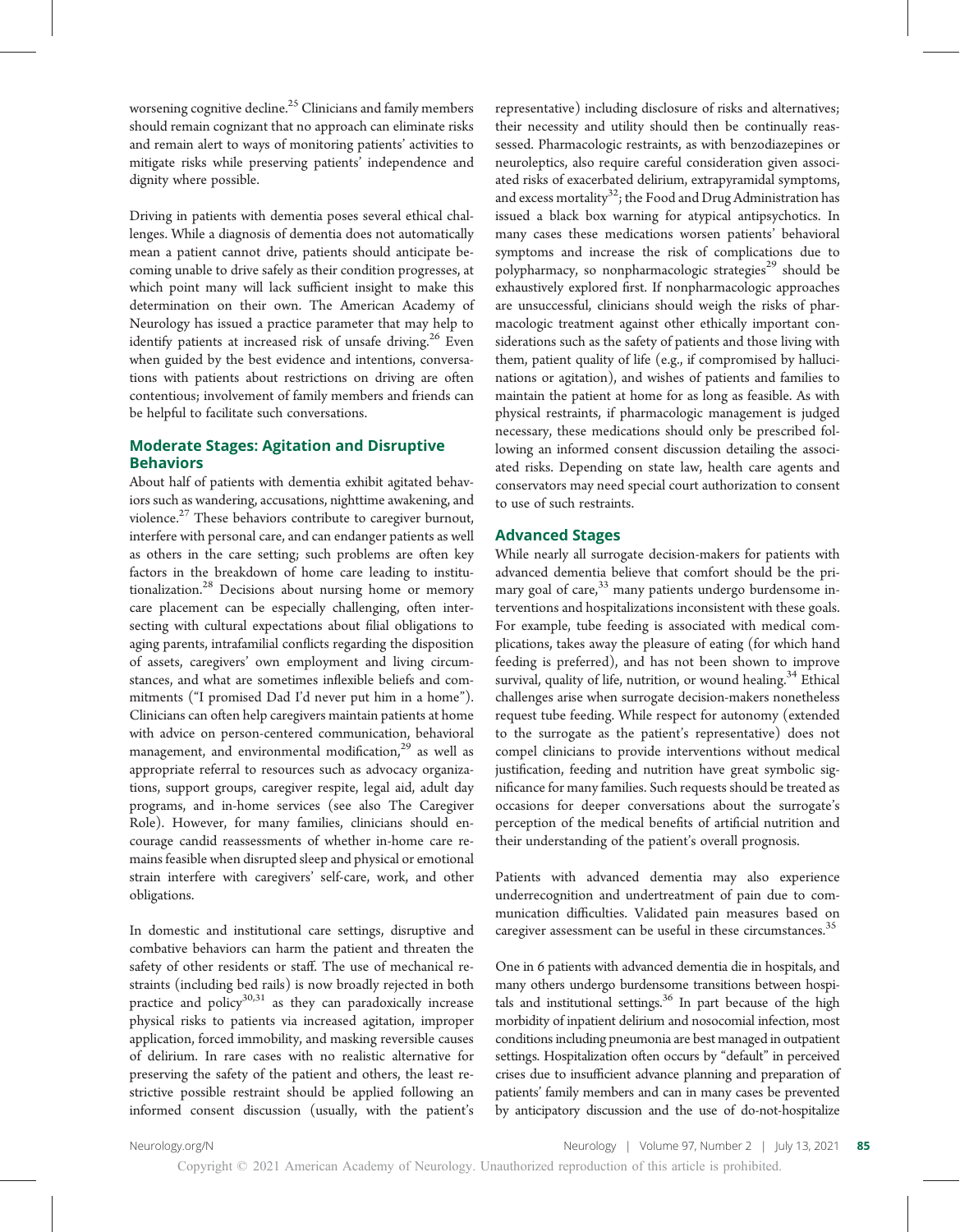worsening cognitive decline.[25] Clinicians and family members should remain cognizant that no approach can eliminate risks and remain alert to ways of monitoring patients' activities to mitigate risks while preserving patients' independence and dignity where possible.

Driving in patients with dementia poses several ethical challenges. While a diagnosis of dementia does not automatically mean a patient cannot drive, patients should anticipate becoming unable to drive safely as their condition progresses, at which point many will lack sufficient insight to make this determination on their own. The American Academy of Neurology has issued a practice parameter that may help to identify patients at increased risk of unsafe driving.[26] Even when guided by the best evidence and intentions, conversations with patients about restrictions on driving are often contentious; involvement of family members and friends can be helpful to facilitate such conversations.

## Moderate Stages: Agitation and Disruptive Behaviors

About half of patients with dementia exhibit agitated behaviors such as wandering, accusations, nighttime awakening, and violence.[27] These behaviors contribute to caregiver burnout, interfere with personal care, and can endanger patients as well as others in the care setting; such problems are often key factors in the breakdown of home care leading to institutionalization.[28] Decisions about nursing home or memory care placement can be especially challenging, often intersecting with cultural expectations about filial obligations to aging parents, intrafamilial conflicts regarding the disposition of assets, caregivers' own employment and living circumstances, and what are sometimes inflexible beliefs and commitments ("I promised Dad I'd never put him in a home"). Clinicians can often help caregivers maintain patients at home with advice on person-centered communication, behavioral management, and environmental modification,[29] as well as appropriate referral to resources such as advocacy organizations, support groups, caregiver respite, legal aid, adult day programs, and in-home services (see also The Caregiver Role). However, for many families, clinicians should encourage candid reassessments of whether in-home care remains feasible when disrupted sleep and physical or emotional strain interfere with caregivers' self-care, work, and other obligations.

In domestic and institutional care settings, disruptive and combative behaviors can harm the patient and threaten the safety of other residents or staff. The use of mechanical restraints (including bed rails) is now broadly rejected in both practice and policy[30,31] as they can paradoxically increase physical risks to patients via increased agitation, improper application, forced immobility, and masking reversible causes of delirium. In rare cases with no realistic alternative for preserving the safety of the patient and others, the least restrictive possible restraint should be applied following an informed consent discussion (usually, with the patient's representative) including disclosure of risks and alternatives; their necessity and utility should then be continually reassessed. Pharmacologic restraints, as with benzodiazepines or neuroleptics, also require careful consideration given associated risks of exacerbated delirium, extrapyramidal symptoms, and excess mortality[32]; the Food and Drug Administration has issued a black box warning for atypical antipsychotics. In many cases these medications worsen patients' behavioral symptoms and increase the risk of complications due to polypharmacy, so nonpharmacologic strategies[29] should be exhaustively explored first. If nonpharmacologic approaches are unsuccessful, clinicians should weigh the risks of pharmacologic treatment against other ethically important considerations such as the safety of patients and those living with them, patient quality of life (e.g., if compromised by hallucinations or agitation), and wishes of patients and families to maintain the patient at home for as long as feasible. As with physical restraints, if pharmacologic management is judged necessary, these medications should only be prescribed following an informed consent discussion detailing the associated risks. Depending on state law, health care agents and conservators may need special court authorization to consent to use of such restraints.

## Advanced Stages

While nearly all surrogate decision-makers for patients with advanced dementia believe that comfort should be the primary goal of care,[33] many patients undergo burdensome interventions and hospitalizations inconsistent with these goals. For example, tube feeding is associated with medical complications, takes away the pleasure of eating (for which hand feeding is preferred), and has not been shown to improve survival, quality of life, nutrition, or wound healing.[34] Ethical challenges arise when surrogate decision-makers nonetheless request tube feeding. While respect for autonomy (extended to the surrogate as the patient's representative) does not compel clinicians to provide interventions without medical justification, feeding and nutrition have great symbolic significance for many families. Such requests should be treated as occasions for deeper conversations about the surrogate's perception of the medical benefits of artificial nutrition and their understanding of the patient's overall prognosis.

Patients with advanced dementia may also experience underrecognition and undertreatment of pain due to communication difficulties. Validated pain measures based on caregiver assessment can be useful in these circumstances.[35]

One in 6 patients with advanced dementia die in hospitals, and many others undergo burdensome transitions between hospitals and institutional settings.[36] In part because of the high morbidity of inpatient delirium and nosocomial infection, most conditions including pneumonia are best managed in outpatient settings. Hospitalization often occurs by "default" in perceived crises due to insufficient advance planning and preparation of patients' family members and can in many cases be prevented by anticipatory discussion and the use of do-not-hospitalize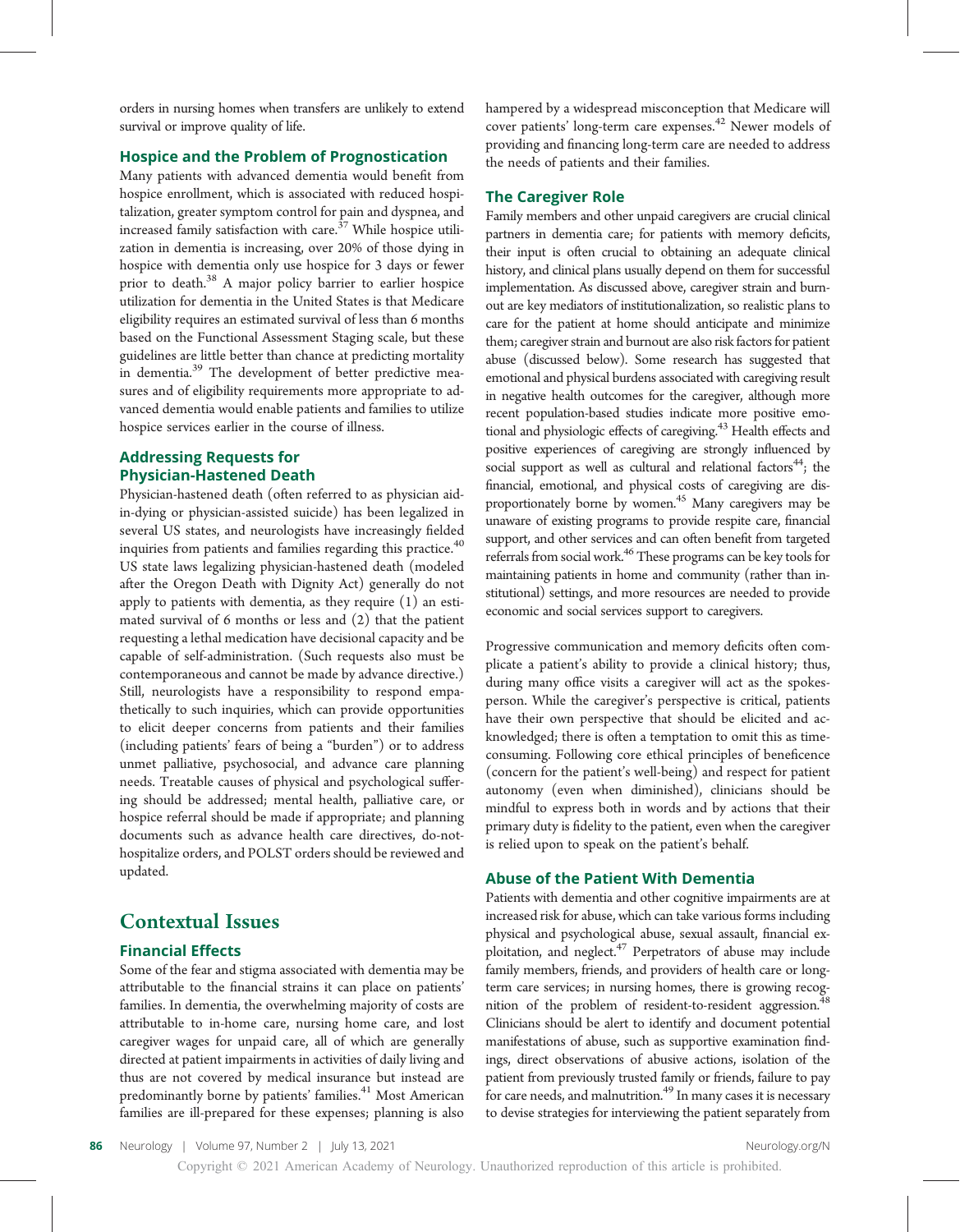orders in nursing homes when transfers are unlikely to extend survival or improve quality of life.

### Hospice and the Problem of Prognostication

Many patients with advanced dementia would benefit from hospice enrollment, which is associated with reduced hospitalization, greater symptom control for pain and dyspnea, and increased family satisfaction with care.[37] While hospice utilization in dementia is increasing, over 20% of those dying in hospice with dementia only use hospice for 3 days or fewer prior to death.[38] A major policy barrier to earlier hospice utilization for dementia in the United States is that Medicare eligibility requires an estimated survival of less than 6 months based on the Functional Assessment Staging scale, but these guidelines are little better than chance at predicting mortality in dementia.[39] The development of better predictive measures and of eligibility requirements more appropriate to advanced dementia would enable patients and families to utilize hospice services earlier in the course of illness.

### Addressing Requests for Physician-Hastened Death

Physician-hastened death (often referred to as physician aid-in-dying or physician-assisted suicide) has been legalized in several US states, and neurologists have increasingly fielded inquiries from patients and families regarding this practice.[40] US state laws legalizing physician-hastened death (modeled after the Oregon Death with Dignity Act) generally do not apply to patients with dementia, as they require (1) an estimated survival of 6 months or less and (2) that the patient requesting a lethal medication have decisional capacity and be capable of self-administration. (Such requests also must be contemporaneous and cannot be made by advance directive.) Still, neurologists have a responsibility to respond empathetically to such inquiries, which can provide opportunities to elicit deeper concerns from patients and their families (including patients' fears of being a "burden") or to address unmet palliative, psychosocial, and advance care planning needs. Treatable causes of physical and psychological suffering should be addressed; mental health, palliative care, or hospice referral should be made if appropriate; and planning documents such as advance health care directives, do-not-hospitalize orders, and POLST orders should be reviewed and updated.

## Contextual Issues

### Financial Effects

Some of the fear and stigma associated with dementia may be attributable to the financial strains it can place on patients' families. In dementia, the overwhelming majority of costs are attributable to in-home care, nursing home care, and lost caregiver wages for unpaid care, all of which are generally directed at patient impairments in activities of daily living and thus are not covered by medical insurance but instead are predominantly borne by patients' families.[41] Most American families are ill-prepared for these expenses; planning is also hampered by a widespread misconception that Medicare will cover patients' long-term care expenses.[42] Newer models of providing and financing long-term care are needed to address the needs of patients and their families.

### The Caregiver Role

Family members and other unpaid caregivers are crucial clinical partners in dementia care; for patients with memory deficits, their input is often crucial to obtaining an adequate clinical history, and clinical plans usually depend on them for successful implementation. As discussed above, caregiver strain and burnout are key mediators of institutionalization, so realistic plans to care for the patient at home should anticipate and minimize them; caregiver strain and burnout are also risk factors for patient abuse (discussed below). Some research has suggested that emotional and physical burdens associated with caregiving result in negative health outcomes for the caregiver, although more recent population-based studies indicate more positive emotional and physiologic effects of caregiving.[43] Health effects and positive experiences of caregiving are strongly influenced by social support as well as cultural and relational factors[44]; the financial, emotional, and physical costs of caregiving are disproportionately borne by women.[45] Many caregivers may be unaware of existing programs to provide respite care, financial support, and other services and can often benefit from targeted referrals from social work.[46] These programs can be key tools for maintaining patients in home and community (rather than institutional) settings, and more resources are needed to provide economic and social services support to caregivers.

Progressive communication and memory deficits often complicate a patient's ability to provide a clinical history; thus, during many office visits a caregiver will act as the spokesperson. While the caregiver's perspective is critical, patients have their own perspective that should be elicited and acknowledged; there is often a temptation to omit this as time-consuming. Following core ethical principles of beneficence (concern for the patient's well-being) and respect for patient autonomy (even when diminished), clinicians should be mindful to express both in words and by actions that their primary duty is fidelity to the patient, even when the caregiver is relied upon to speak on the patient's behalf.

### Abuse of the Patient With Dementia

Patients with dementia and other cognitive impairments are at increased risk for abuse, which can take various forms including physical and psychological abuse, sexual assault, financial exploitation, and neglect.[47] Perpetrators of abuse may include family members, friends, and providers of health care or long-term care services; in nursing homes, there is growing recognition of the problem of resident-to-resident aggression.[48] Clinicians should be alert to identify and document potential manifestations of abuse, such as supportive examination findings, direct observations of abusive actions, isolation of the patient from previously trusted family or friends, failure to pay for care needs, and malnutrition.[49] In many cases it is necessary to devise strategies for interviewing the patient separately from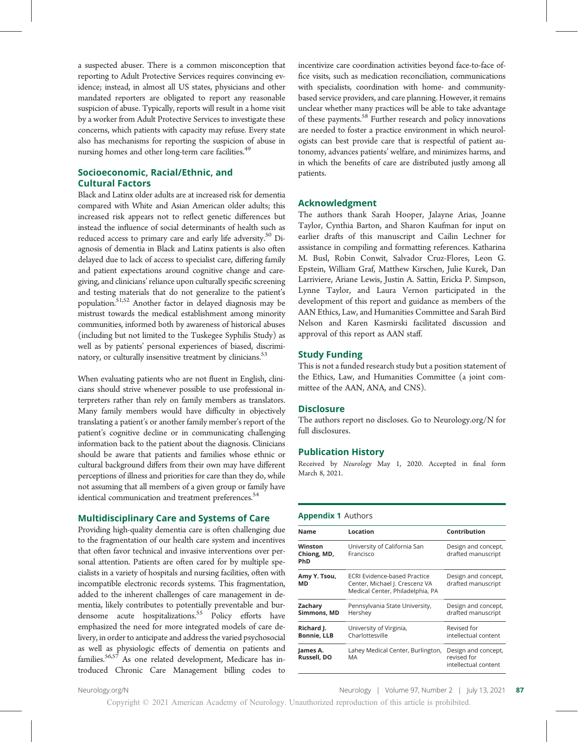a suspected abuser. There is a common misconception that reporting to Adult Protective Services requires convincing evidence; instead, in almost all US states, physicians and other mandated reporters are obligated to report any reasonable suspicion of abuse. Typically, reports will result in a home visit by a worker from Adult Protective Services to investigate these concerns, which patients with capacity may refuse. Every state also has mechanisms for reporting the suspicion of abuse in nursing homes and other long-term care facilities.[49]

## Socioeconomic, Racial/Ethnic, and Cultural Factors

Black and Latinx older adults are at increased risk for dementia compared with White and Asian American older adults; this increased risk appears not to reflect genetic differences but instead the influence of social determinants of health such as reduced access to primary care and early life adversity.[50] Diagnosis of dementia in Black and Latinx patients is also often delayed due to lack of access to specialist care, differing family and patient expectations around cognitive change and caregiving, and clinicians' reliance upon culturally specific screening and testing materials that do not generalize to the patient's population.[51,52] Another factor in delayed diagnosis may be mistrust towards the medical establishment among minority communities, informed both by awareness of historical abuses (including but not limited to the Tuskegee Syphilis Study) as well as by patients' personal experiences of biased, discriminatory, or culturally insensitive treatment by clinicians.[53]

When evaluating patients who are not fluent in English, clinicians should strive whenever possible to use professional interpreters rather than rely on family members as translators. Many family members would have difficulty in objectively translating a patient's or another family member's report of the patient's cognitive decline or in communicating challenging information back to the patient about the diagnosis. Clinicians should be aware that patients and families whose ethnic or cultural background differs from their own may have different perceptions of illness and priorities for care than they do, while not assuming that all members of a given group or family have identical communication and treatment preferences.[54]

## Multidisciplinary Care and Systems of Care

Providing high-quality dementia care is often challenging due to the fragmentation of our health care system and incentives that often favor technical and invasive interventions over personal attention. Patients are often cared for by multiple specialists in a variety of hospitals and nursing facilities, often with incompatible electronic records systems. This fragmentation, added to the inherent challenges of care management in dementia, likely contributes to potentially preventable and burdensome acute hospitalizations.[55] Policy efforts have emphasized the need for more integrated models of care delivery, in order to anticipate and address the varied psychosocial as well as physiologic effects of dementia on patients and families.[56,57] As one related development, Medicare has introduced Chronic Care Management billing codes to incentivize care coordination activities beyond face-to-face office visits, such as medication reconciliation, communications with specialists, coordination with home- and community-based service providers, and care planning. However, it remains unclear whether many practices will be able to take advantage of these payments.[58] Further research and policy innovations are needed to foster a practice environment in which neurologists can best provide care that is respectful of patient autonomy, advances patients' welfare, and minimizes harms, and in which the benefits of care are distributed justly among all patients.

## Acknowledgment

The authors thank Sarah Hooper, Jalayne Arias, Joanne Taylor, Cynthia Barton, and Sharon Kaufman for input on earlier drafts of this manuscript and Cailin Lechner for assistance in compiling and formatting references. Katharina M. Busl, Robin Conwit, Salvador Cruz-Flores, Leon G. Epstein, William Graf, Matthew Kirschen, Julie Kurek, Dan Larriviere, Ariane Lewis, Justin A. Sattin, Ericka P. Simpson, Lynne Taylor, and Laura Vernon participated in the development of this report and guidance as members of the AAN Ethics, Law, and Humanities Committee and Sarah Bird Nelson and Karen Kasmirski facilitated discussion and approval of this report as AAN staff.

## Study Funding

This is not a funded research study but a position statement of the Ethics, Law, and Humanities Committee (a joint committee of the AAN, ANA, and CNS).

## Disclosure

The authors report no discloses. Go to Neurology.org/N for full disclosures.

## Publication History

Received by *Neurology* May 1, 2020. Accepted in final form March 8, 2021.

**Appendix 1** Authors

| Name | Location | Contribution |
|---|---|---|
| **Winston Chiong, MD, PhD** | University of California San Francisco | Design and concept, drafted manuscript |
| **Amy Y. Tsou, MD** | ECRI Evidence-based Practice Center, Michael J. Crescenz VA Medical Center, Philadelphia, PA | Design and concept, drafted manuscript |
| **Zachary Simmons, MD** | Pennsylvania State University, Hershey | Design and concept, drafted manuscript |
| **Richard J. Bonnie, LLB** | University of Virginia, Charlottesville | Revised for intellectual content |
| **James A. Russell, DO** | Lahey Medical Center, Burlington, MA | Design and concept, revised for intellectual content |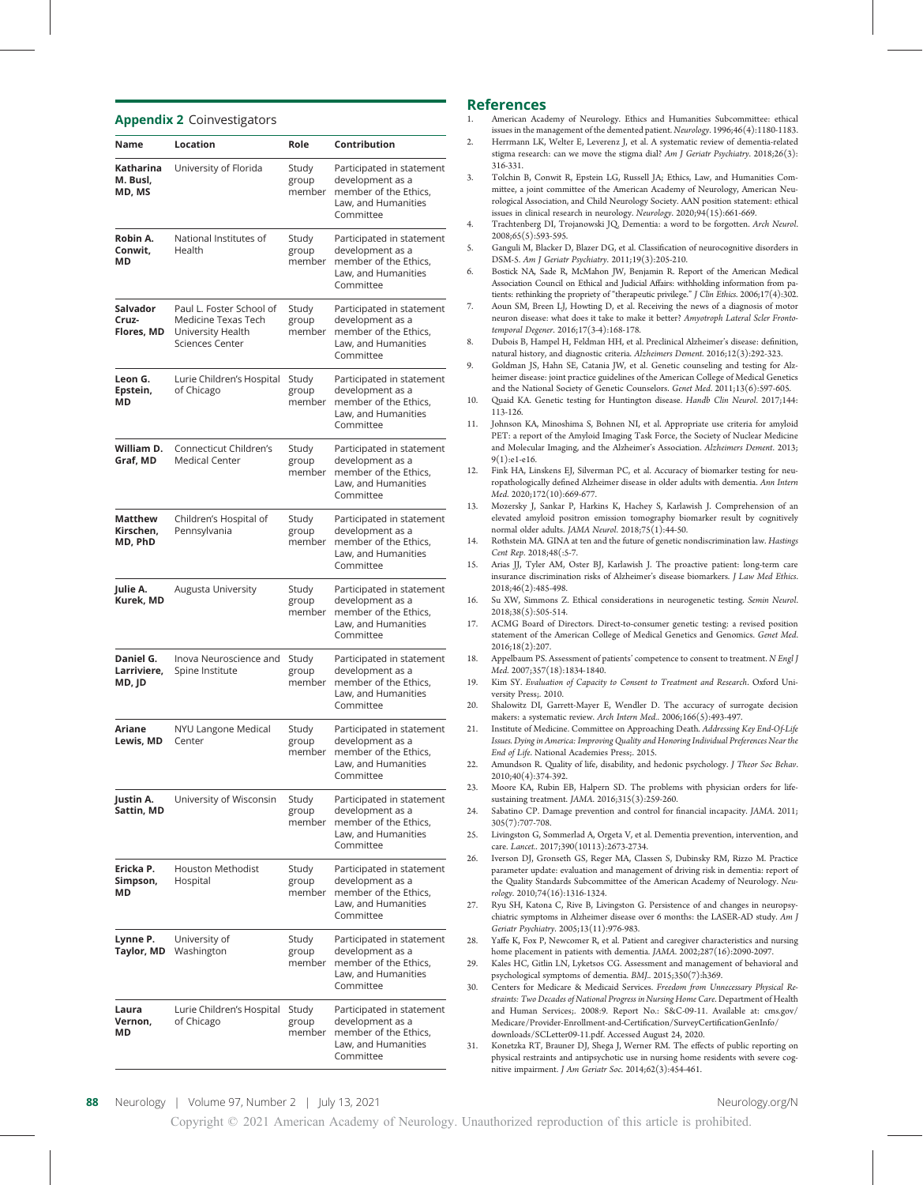## Appendix 2 Coinvestigators

| Name | Location | Role | Contribution |
|---|---|---|---|
| **Katharina M. Busl, MD, MS** | University of Florida | Study group member | Participated in statement development as a member of the Ethics, Law, and Humanities Committee |
| **Robin A. Conwit, MD** | National Institutes of Health | Study group member | Participated in statement development as a member of the Ethics, Law, and Humanities Committee |
| **Salvador Cruz-Flores, MD** | Paul L. Foster School of Medicine Texas Tech University Health Sciences Center | Study group member | Participated in statement development as a member of the Ethics, Law, and Humanities Committee |
| **Leon G. Epstein, MD** | Lurie Children's Hospital of Chicago | Study group member | Participated in statement development as a member of the Ethics, Law, and Humanities Committee |
| **William D. Graf, MD** | Connecticut Children's Medical Center | Study group member | Participated in statement development as a member of the Ethics, Law, and Humanities Committee |
| **Matthew Kirschen, MD, PhD** | Children's Hospital of Pennsylvania | Study group member | Participated in statement development as a member of the Ethics, Law, and Humanities Committee |
| **Julie A. Kurek, MD** | Augusta University | Study group member | Participated in statement development as a member of the Ethics, Law, and Humanities Committee |
| **Daniel G. Larriviere, MD, JD** | Inova Neuroscience and Spine Institute | Study group member | Participated in statement development as a member of the Ethics, Law, and Humanities Committee |
| **Ariane Lewis, MD** | NYU Langone Medical Center | Study group member | Participated in statement development as a member of the Ethics, Law, and Humanities Committee |
| **Justin A. Sattin, MD** | University of Wisconsin | Study group member | Participated in statement development as a member of the Ethics, Law, and Humanities Committee |
| **Ericka P. Simpson, MD** | Houston Methodist Hospital | Study group member | Participated in statement development as a member of the Ethics, Law, and Humanities Committee |
| **Lynne P. Taylor, MD** | University of Washington | Study group member | Participated in statement development as a member of the Ethics, Law, and Humanities Committee |
| **Laura Vernon, MD** | Lurie Children's Hospital of Chicago | Study group member | Participated in statement development as a member of the Ethics, Law, and Humanities Committee |

## References

1. American Academy of Neurology. Ethics and Humanities Subcommittee: ethical issues in the management of the demented patient. *Neurology*. 1996;46(4):1180-1183.
2. Herrmann LK, Welter E, Leverenz J, et al. A systematic review of dementia-related stigma research: can we move the stigma dial? *Am J Geriatr Psychiatry*. 2018;26(3):316-331.
3. Tolchin B, Conwit R, Epstein LG, Russell JA; Ethics, Law, and Humanities Committee, a joint committee of the American Academy of Neurology, American Neurological Association, and Child Neurology Society. AAN position statement: ethical issues in clinical research in neurology. *Neurology*. 2020;94(15):661-669.
4. Trachtenberg DI, Trojanowski JQ. Dementia: a word to be forgotten. *Arch Neurol*. 2008;65(5):593-595.
5. Ganguli M, Blacker D, Blazer DG, et al. Classification of neurocognitive disorders in DSM-5. *Am J Geriatr Psychiatry*. 2011;19(3):205-210.
6. Bostick NA, Sade R, McMahon JW, Benjamin R. Report of the American Medical Association Council on Ethical and Judicial Affairs: withholding information from patients: rethinking the propriety of "therapeutic privilege." *J Clin Ethics*. 2006;17(4):302.
7. Aoun SM, Breen LJ, Howting D, et al. Receiving the news of a diagnosis of motor neuron disease: what does it take to make it better? *Amyotroph Lateral Scler Frontotemporal Degener*. 2016;17(3-4):168-178.
8. Dubois B, Hampel H, Feldman HH, et al. Preclinical Alzheimer's disease: definition, natural history, and diagnostic criteria. *Alzheimers Dement*. 2016;12(3):292-323.
9. Goldman JS, Hahn SE, Catania JW, et al. Genetic counseling and testing for Alzheimer disease: joint practice guidelines of the American College of Medical Genetics and the National Society of Genetic Counselors. *Genet Med*. 2011;13(6):597-605.
10. Quaid KA. Genetic testing for Huntington disease. *Handb Clin Neurol*. 2017;144:113-126.
11. Johnson KA, Minoshima S, Bohnen NI, et al. Appropriate use criteria for amyloid PET: a report of the Amyloid Imaging Task Force, the Society of Nuclear Medicine and Molecular Imaging, and the Alzheimer's Association. *Alzheimers Dement*. 2013;9(1):e1-e16.
12. Fink HA, Linskens EJ, Silverman PC, et al. Accuracy of biomarker testing for neuropathologically defined Alzheimer disease in older adults with dementia. *Ann Intern Med*. 2020;172(10):669-677.
13. Mozersky J, Sankar P, Harkins K, Hachey S, Karlawish J. Comprehension of an elevated amyloid positron emission tomography biomarker result by cognitively normal older adults. *JAMA Neurol*. 2018;75(1):44-50.
14. Rothstein MA. GINA at ten and the future of genetic nondiscrimination law. *Hastings Cent Rep*. 2018;48(:5-7.
15. Arias JJ, Tyler AM, Oster BJ, Karlawish J. The proactive patient: long-term care insurance discrimination risks of Alzheimer's disease biomarkers. *J Law Med Ethics*. 2018;46(2):485-498.
16. Su XW, Simmons Z. Ethical considerations in neurogenetic testing. *Semin Neurol*. 2018;38(5):505-514.
17. ACMG Board of Directors. Direct-to-consumer genetic testing: a revised position statement of the American College of Medical Genetics and Genomics. *Genet Med*. 2016;18(2):207.
18. Appelbaum PS. Assessment of patients' competence to consent to treatment. *N Engl J Med*. 2007;357(18):1834-1840.
19. Kim SY. *Evaluation of Capacity to Consent to Treatment and Research*. Oxford University Press;. 2010.
20. Shalowitz DI, Garrett-Mayer E, Wendler D. The accuracy of surrogate decision makers: a systematic review. *Arch Intern Med*.. 2006;166(5):493-497.
21. Institute of Medicine. Committee on Approaching Death. *Addressing Key End-Of-Life Issues. Dying in America: Improving Quality and Honoring Individual Preferences Near the End of Life*. National Academies Press;. 2015.
22. Amundson R. Quality of life, disability, and hedonic psychology. *J Theor Soc Behav*. 2010;40(4):374-392.
23. Moore KA, Rubin EB, Halpern SD. The problems with physician orders for life-sustaining treatment. *JAMA*. 2016;315(3):259-260.
24. Sabatino CP. Damage prevention and control for financial incapacity. *JAMA*. 2011;305(7):707-708.
25. Livingston G, Sommerlad A, Orgeta V, et al. Dementia prevention, intervention, and care. *Lancet*.. 2017;390(10113):2673-2734.
26. Iverson DJ, Gronseth GS, Reger MA, Classen S, Dubinsky RM, Rizzo M. Practice parameter update: evaluation and management of driving risk in dementia: report of the Quality Standards Subcommittee of the American Academy of Neurology. *Neurology*. 2010;74(16):1316-1324.
27. Ryu SH, Katona C, Rive B, Livingston G. Persistence of and changes in neuropsychiatric symptoms in Alzheimer disease over 6 months: the LASER-AD study. *Am J Geriatr Psychiatry*. 2005;13(11):976-983.
28. Yaffe K, Fox P, Newcomer R, et al. Patient and caregiver characteristics and nursing home placement in patients with dementia. *JAMA*. 2002;287(16):2090-2097.
29. Kales HC, Gitlin LN, Lyketsos CG. Assessment and management of behavioral and psychological symptoms of dementia. *BMJ*.. 2015;350(7):h369.
30. Centers for Medicare & Medicaid Services. *Freedom from Unnecessary Physical Restraints: Two Decades of National Progress in Nursing Home Care*. Department of Health and Human Services;. 2008:9. Report No.: S&C-09-11. Available at: cms.gov/Medicare/Provider-Enrollment-and-Certification/SurveyCertificationGenInfo/downloads/SCLetter09-11.pdf. Accessed August 24, 2020.
31. Konetzka RT, Brauner DJ, Shega J, Werner RM. The effects of public reporting on physical restraints and antipsychotic use in nursing home residents with severe cognitive impairment. *J Am Geriatr Soc*. 2014;62(3):454-461.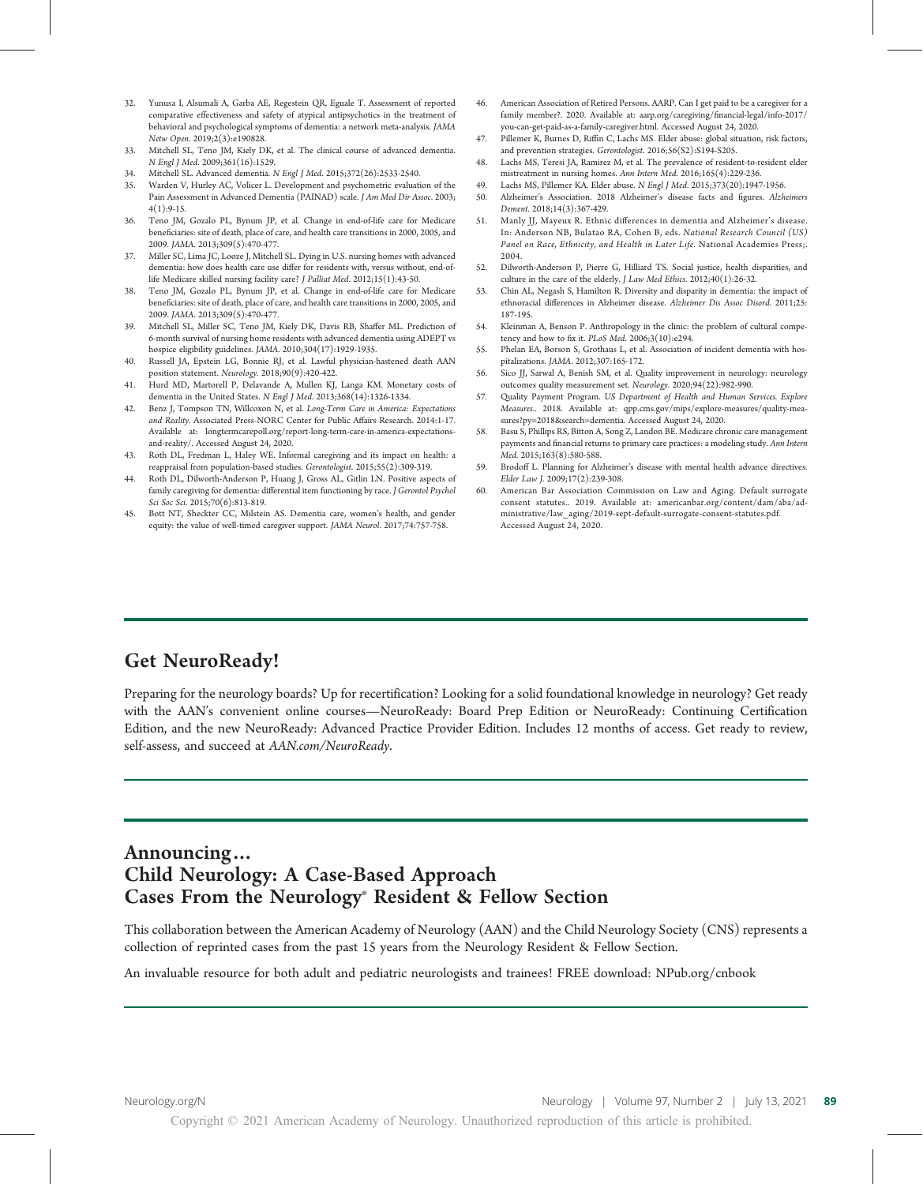32. Yunusa I, Alsumali A, Garba AE, Regestein QR, Eguale T. Assessment of reported comparative effectiveness and safety of atypical antipsychotics in the treatment of behavioral and psychological symptoms of dementia: a network meta-analysis. *JAMA Netw Open*. 2019;2(3):e190828.
33. Mitchell SL, Teno JM, Kiely DK, et al. The clinical course of advanced dementia. *N Engl J Med*. 2009;361(16):1529.
34. Mitchell SL. Advanced dementia. *N Engl J Med*. 2015;372(26):2533-2540.
35. Warden V, Hurley AC, Volicer L. Development and psychometric evaluation of the Pain Assessment in Advanced Dementia (PAINAD) scale. *J Am Med Dir Assoc*. 2003;4(1):9-15.
36. Teno JM, Gozalo PL, Bynum JP, et al. Change in end-of-life care for Medicare beneficiaries: site of death, place of care, and health care transitions in 2000, 2005, and 2009. *JAMA*. 2013;309(5):470-477.
37. Miller SC, Lima JC, Looze J, Mitchell SL. Dying in U.S. nursing homes with advanced dementia: how does health care use differ for residents with, versus without, end-of-life Medicare skilled nursing facility care? *J Palliat Med*. 2012;15(1):43-50.
38. Teno JM, Gozalo PL, Bynum JP, et al. Change in end-of-life care for Medicare beneficiaries: site of death, place of care, and health care transitions in 2000, 2005, and 2009. *JAMA*. 2013;309(5):470-477.
39. Mitchell SL, Miller SC, Teno JM, Kiely DK, Davis RB, Shaffer ML. Prediction of 6-month survival of nursing home residents with advanced dementia using ADEPT vs hospice eligibility guidelines. *JAMA*. 2010;304(17):1929-1935.
40. Russell JA, Epstein LG, Bonnie RJ, et al. Lawful physician-hastened death AAN position statement. *Neurology*. 2018;90(9):420-422.
41. Hurd MD, Martorell P, Delavande A, Mullen KJ, Langa KM. Monetary costs of dementia in the United States. *N Engl J Med*. 2013;368(14):1326-1334.
42. Benz J, Tompson TN, Willcoxon N, et al. *Long-Term Care in America: Expectations and Reality*. Associated Press-NORC Center for Public Affairs Research. 2014:1-17. Available at: longtermcarepoll.org/report-long-term-care-in-america-expectations-and-reality/. Accessed August 24, 2020.
43. Roth DL, Fredman L, Haley WE. Informal caregiving and its impact on health: a reappraisal from population-based studies. *Gerontologist*. 2015;55(2):309-319.
44. Roth DL, Dilworth-Anderson P, Huang J, Gross AL, Gitlin LN. Positive aspects of family caregiving for dementia: differential item functioning by race. *J Gerontol Psychol Sci Soc Sci*. 2015;70(6):813-819.
45. Bott NT, Sheckter CC, Milstein AS. Dementia care, women's health, and gender equity: the value of well-timed caregiver support. *JAMA Neurol*. 2017;74:757-758.
46. American Association of Retired Persons. AARP. Can I get paid to be a caregiver for a family member?. 2020. Available at: aarp.org/caregiving/financial-legal/info-2017/you-can-get-paid-as-a-family-caregiver.html. Accessed August 24, 2020.
47. Pillemer K, Burnes D, Riffin C, Lachs MS. Elder abuse: global situation, risk factors, and prevention strategies. *Gerontologist*. 2016;56(S2):S194-S205.
48. Lachs MS, Teresi JA, Ramirez M, et al. The prevalence of resident-to-resident elder mistreatment in nursing homes. *Ann Intern Med*. 2016;165(4):229-236.
49. Lachs MS, Pillemer KA. Elder abuse. *N Engl J Med*. 2015;373(20):1947-1956.
50. Alzheimer's Association. 2018 Alzheimer's disease facts and figures. *Alzheimers Dement*. 2018;14(3):367-429.
51. Manly JJ, Mayeux R. Ethnic differences in dementia and Alzheimer's disease. In: Anderson NB, Bulatao RA, Cohen B, eds. *National Research Council (US) Panel on Race, Ethnicity, and Health in Later Life*. National Academies Press;. 2004.
52. Dilworth-Anderson P, Pierre G, Hilliard TS. Social justice, health disparities, and culture in the care of the elderly. *J Law Med Ethics*. 2012;40(1):26-32.
53. Chin AL, Negash S, Hamilton R. Diversity and disparity in dementia: the impact of ethnoracial differences in Alzheimer disease. *Alzheimer Dis Assoc Disord*. 2011;25:187-195.
54. Kleinman A, Benson P. Anthropology in the clinic: the problem of cultural competency and how to fix it. *PLoS Med*. 2006;3(10):e294.
55. Phelan EA, Borson S, Grothaus L, et al. Association of incident dementia with hospitalizations. *JAMA*. 2012;307:165-172.
56. Sico JJ, Sarwal A, Benish SM, et al. Quality improvement in neurology: neurology outcomes quality measurement set. *Neurology*. 2020;94(22):982-990.
57. Quality Payment Program. *US Department of Health and Human Services. Explore Measures*.. 2018. Available at: qpp.cms.gov/mips/explore-measures/quality-measures?py=2018&search=dementia. Accessed August 24, 2020.
58. Basu S, Phillips RS, Bitton A, Song Z, Landon BE. Medicare chronic care management payments and financial returns to primary care practices: a modeling study. *Ann Intern Med*. 2015;163(8):580-588.
59. Brodoff L. Planning for Alzheimer's disease with mental health advance directives. *Elder Law J*. 2009;17(2):239-308.
60. American Bar Association Commission on Law and Aging. Default surrogate consent statutes.. 2019. Available at: americanbar.org/content/dam/aba/administrative/law_aging/2019-sept-default-surrogate-consent-statutes.pdf. Accessed August 24, 2020.

## Get NeuroReady!

Preparing for the neurology boards? Up for recertification? Looking for a solid foundational knowledge in neurology? Get ready with the AAN's convenient online courses—NeuroReady: Board Prep Edition or NeuroReady: Continuing Certification Edition, and the new NeuroReady: Advanced Practice Provider Edition. Includes 12 months of access. Get ready to review, self-assess, and succeed at *AAN.com/NeuroReady*.

## Announcing…
## Child Neurology: A Case-Based Approach
## Cases From the Neurology® Resident & Fellow Section

This collaboration between the American Academy of Neurology (AAN) and the Child Neurology Society (CNS) represents a collection of reprinted cases from the past 15 years from the Neurology Resident & Fellow Section.

An invaluable resource for both adult and pediatric neurologists and trainees! FREE download: NPub.org/cnbook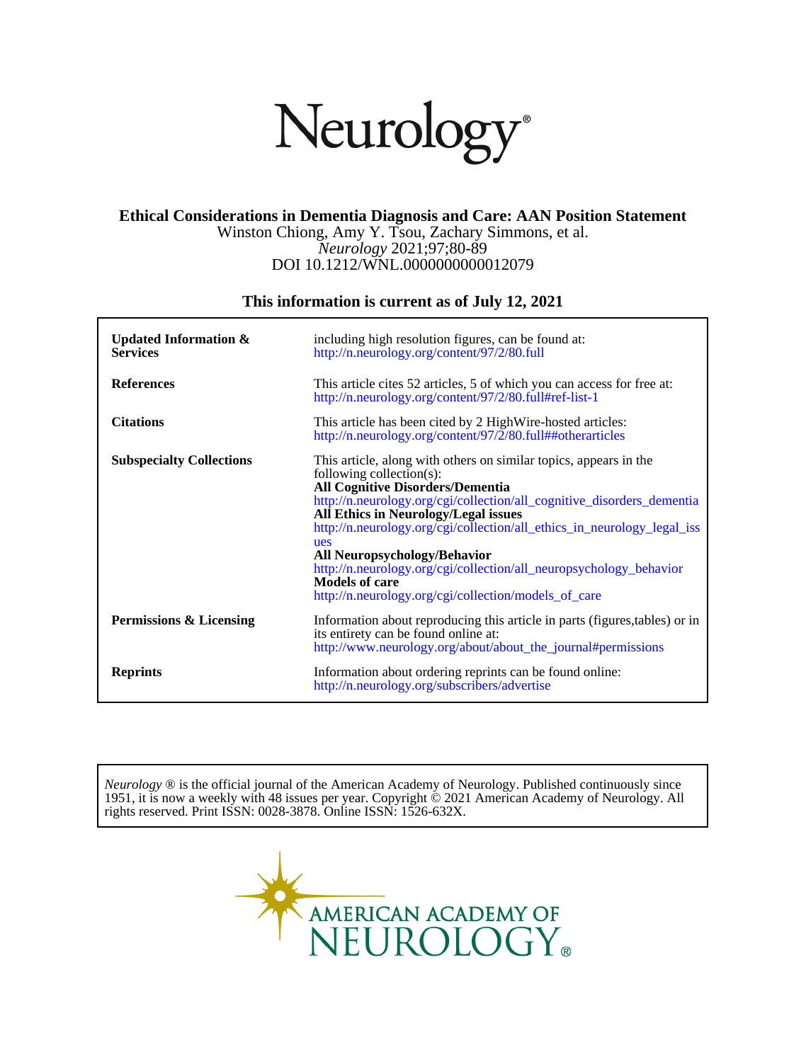# Neurology®

**Ethical Considerations in Dementia Diagnosis and Care: AAN Position Statement**

Winston Chiong, Amy Y. Tsou, Zachary Simmons, et al.

*Neurology* 2021;97;80-89

DOI 10.1212/WNL.0000000000012079

**This information is current as of July 12, 2021**

| | |
|---|---|
| **Updated Information & Services** | including high resolution figures, can be found at: http://n.neurology.org/content/97/2/80.full |
| **References** | This article cites 52 articles, 5 of which you can access for free at: http://n.neurology.org/content/97/2/80.full#ref-list-1 |
| **Citations** | This article has been cited by 2 HighWire-hosted articles: http://n.neurology.org/content/97/2/80.full##otherarticles |
| **Subspecialty Collections** | This article, along with others on similar topics, appears in the following collection(s): **All Cognitive Disorders/Dementia** http://n.neurology.org/cgi/collection/all_cognitive_disorders_dementia **All Ethics in Neurology/Legal issues** http://n.neurology.org/cgi/collection/all_ethics_in_neurology_legal_issues **All Neuropsychology/Behavior** http://n.neurology.org/cgi/collection/all_neuropsychology_behavior **Models of care** http://n.neurology.org/cgi/collection/models_of_care |
| **Permissions & Licensing** | Information about reproducing this article in parts (figures,tables) or in its entirety can be found online at: http://www.neurology.org/about/about_the_journal#permissions |
| **Reprints** | Information about ordering reprints can be found online: http://n.neurology.org/subscribers/advertise |

*Neurology* ® is the official journal of the American Academy of Neurology. Published continuously since 1951, it is now a weekly with 48 issues per year. Copyright © 2021 American Academy of Neurology. All rights reserved. Print ISSN: 0028-3878. Online ISSN: 1526-632X.

AMERICAN ACADEMY OF NEUROLOGY®